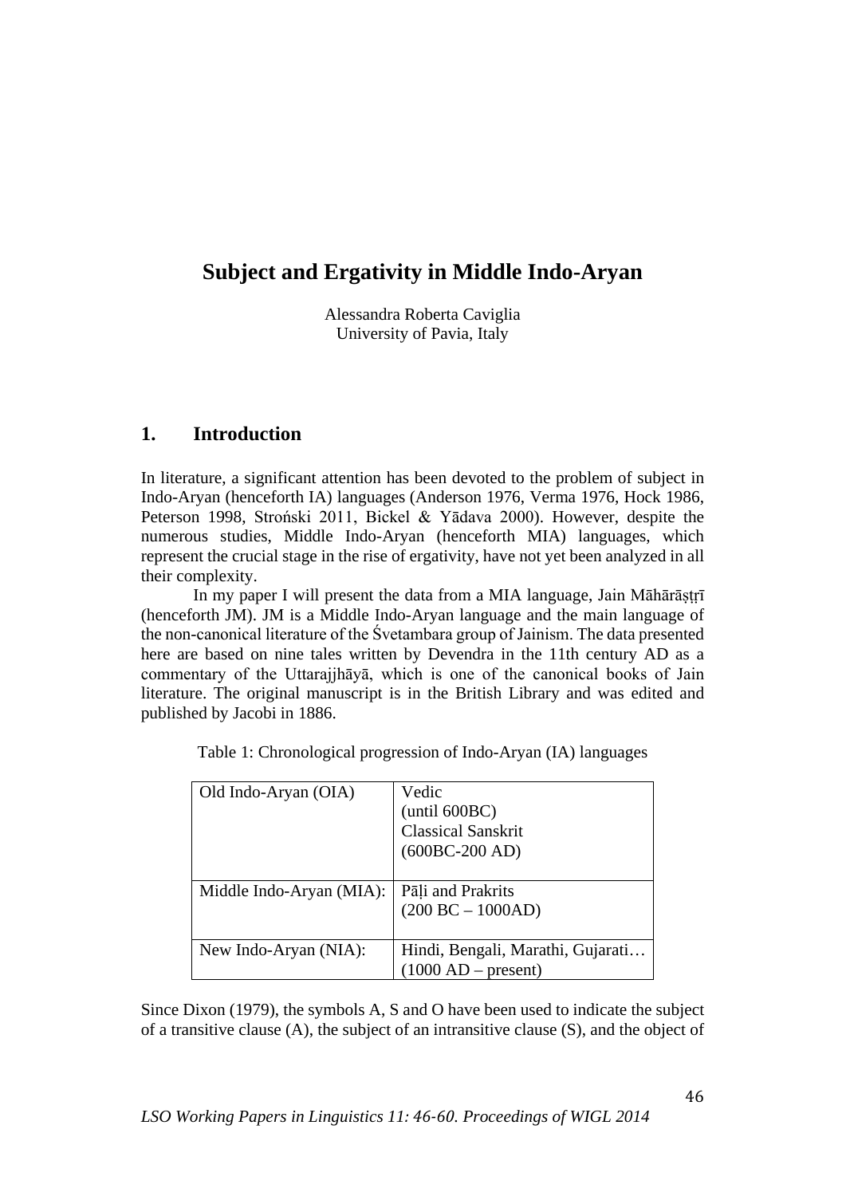# Subject and Ergativity in Middle Indo-Aryan

Alessandra Roberta Caviglia
University of Pavia, Italy

## 1. Introduction

In literature, a significant attention has been devoted to the problem of subject in Indo-Aryan (henceforth IA) languages (Anderson 1976, Verma 1976, Hock 1986, Peterson 1998, Stroński 2011, Bickel & Yādava 2000). However, despite the numerous studies, Middle Indo-Aryan (henceforth MIA) languages, which represent the crucial stage in the rise of ergativity, have not yet been analyzed in all their complexity.

In my paper I will present the data from a MIA language, Jain Māhārāṣṭrī (henceforth JM). JM is a Middle Indo-Aryan language and the main language of the non-canonical literature of the Śvetambara group of Jainism. The data presented here are based on nine tales written by Devendra in the 11th century AD as a commentary of the Uttarajjhāyā, which is one of the canonical books of Jain literature. The original manuscript is in the British Library and was edited and published by Jacobi in 1886.

Table 1: Chronological progression of Indo-Aryan (IA) languages

| | |
|---|---|
| Old Indo-Aryan (OIA) | Vedic<br>(until 600BC)<br>Classical Sanskrit<br>(600BC-200 AD) |
| Middle Indo-Aryan (MIA): | Pāḷi and Prakrits<br>(200 BC – 1000AD) |
| New Indo-Aryan (NIA): | Hindi, Bengali, Marathi, Gujarati…<br>(1000 AD – present) |

Since Dixon (1979), the symbols A, S and O have been used to indicate the subject of a transitive clause (A), the subject of an intransitive clause (S), and the object of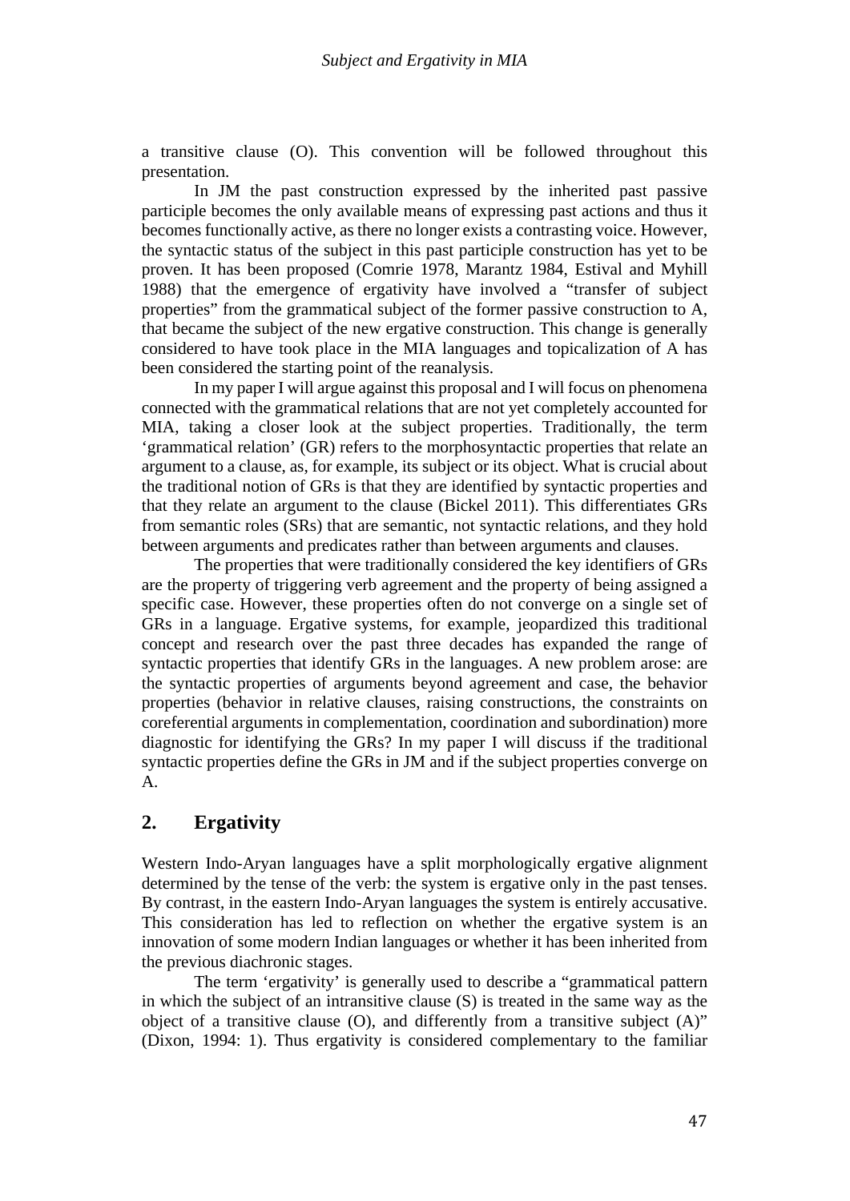a transitive clause (O). This convention will be followed throughout this presentation.

In JM the past construction expressed by the inherited past passive participle becomes the only available means of expressing past actions and thus it becomes functionally active, as there no longer exists a contrasting voice. However, the syntactic status of the subject in this past participle construction has yet to be proven. It has been proposed (Comrie 1978, Marantz 1984, Estival and Myhill 1988) that the emergence of ergativity have involved a "transfer of subject properties" from the grammatical subject of the former passive construction to A, that became the subject of the new ergative construction. This change is generally considered to have took place in the MIA languages and topicalization of A has been considered the starting point of the reanalysis.

In my paper I will argue against this proposal and I will focus on phenomena connected with the grammatical relations that are not yet completely accounted for MIA, taking a closer look at the subject properties. Traditionally, the term 'grammatical relation' (GR) refers to the morphosyntactic properties that relate an argument to a clause, as, for example, its subject or its object. What is crucial about the traditional notion of GRs is that they are identified by syntactic properties and that they relate an argument to the clause (Bickel 2011). This differentiates GRs from semantic roles (SRs) that are semantic, not syntactic relations, and they hold between arguments and predicates rather than between arguments and clauses.

The properties that were traditionally considered the key identifiers of GRs are the property of triggering verb agreement and the property of being assigned a specific case. However, these properties often do not converge on a single set of GRs in a language. Ergative systems, for example, jeopardized this traditional concept and research over the past three decades has expanded the range of syntactic properties that identify GRs in the languages. A new problem arose: are the syntactic properties of arguments beyond agreement and case, the behavior properties (behavior in relative clauses, raising constructions, the constraints on coreferential arguments in complementation, coordination and subordination) more diagnostic for identifying the GRs? In my paper I will discuss if the traditional syntactic properties define the GRs in JM and if the subject properties converge on A.

## 2. Ergativity

Western Indo-Aryan languages have a split morphologically ergative alignment determined by the tense of the verb: the system is ergative only in the past tenses. By contrast, in the eastern Indo-Aryan languages the system is entirely accusative. This consideration has led to reflection on whether the ergative system is an innovation of some modern Indian languages or whether it has been inherited from the previous diachronic stages.

The term 'ergativity' is generally used to describe a "grammatical pattern in which the subject of an intransitive clause (S) is treated in the same way as the object of a transitive clause (O), and differently from a transitive subject (A)" (Dixon, 1994: 1). Thus ergativity is considered complementary to the familiar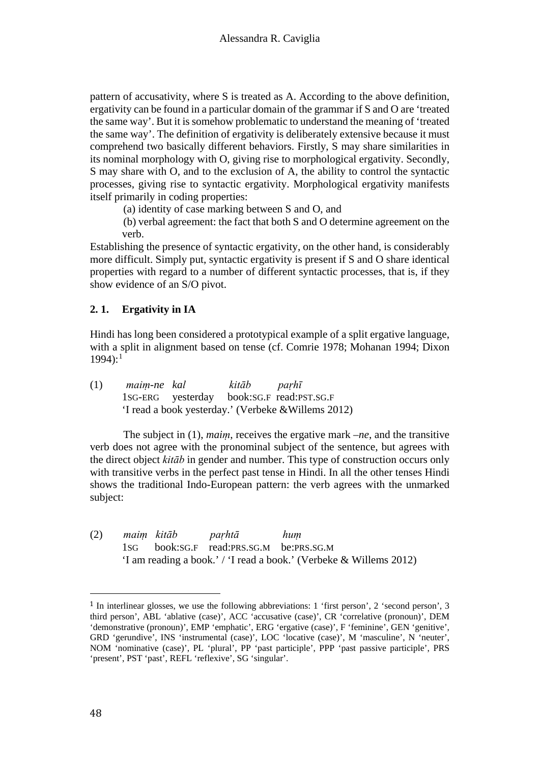pattern of accusativity, where S is treated as A. According to the above definition, ergativity can be found in a particular domain of the grammar if S and O are 'treated the same way'. But it is somehow problematic to understand the meaning of 'treated the same way'. The definition of ergativity is deliberately extensive because it must comprehend two basically different behaviors. Firstly, S may share similarities in its nominal morphology with O, giving rise to morphological ergativity. Secondly, S may share with O, and to the exclusion of A, the ability to control the syntactic processes, giving rise to syntactic ergativity. Morphological ergativity manifests itself primarily in coding properties:

(a) identity of case marking between S and O, and

(b) verbal agreement: the fact that both S and O determine agreement on the verb.

Establishing the presence of syntactic ergativity, on the other hand, is considerably more difficult. Simply put, syntactic ergativity is present if S and O share identical properties with regard to a number of different syntactic processes, that is, if they show evidence of an S/O pivot.

### 2. 1. Ergativity in IA

Hindi has long been considered a prototypical example of a split ergative language, with a split in alignment based on tense (cf. Comrie 1978; Mohanan 1994; Dixon 1994):[1]

(1) *maiṃ-ne kal kitāb paṛhī*
1SG-ERG yesterday book:SG.F read:PST.SG.F
'I read a book yesterday.' (Verbeke &Willems 2012)

The subject in (1), *maiṃ*, receives the ergative mark *–ne*, and the transitive verb does not agree with the pronominal subject of the sentence, but agrees with the direct object *kitāb* in gender and number. This type of construction occurs only with transitive verbs in the perfect past tense in Hindi. In all the other tenses Hindi shows the traditional Indo-European pattern: the verb agrees with the unmarked subject:

(2) *maiṃ kitāb paṛhtā huṃ*
1SG book:SG.F read:PRS.SG.M be:PRS.SG.M
'I am reading a book.' / 'I read a book.' (Verbeke & Willems 2012)

---

[1] In interlinear glosses, we use the following abbreviations: 1 'first person', 2 'second person', 3 third person', ABL 'ablative (case)', ACC 'accusative (case)', CR 'correlative (pronoun)', DEM 'demonstrative (pronoun)', EMP 'emphatic', ERG 'ergative (case)', F 'feminine', GEN 'genitive', GRD 'gerundive', INS 'instrumental (case)', LOC 'locative (case)', M 'masculine', N 'neuter', NOM 'nominative (case)', PL 'plural', PP 'past participle', PPP 'past passive participle', PRS 'present', PST 'past', REFL 'reflexive', SG 'singular'.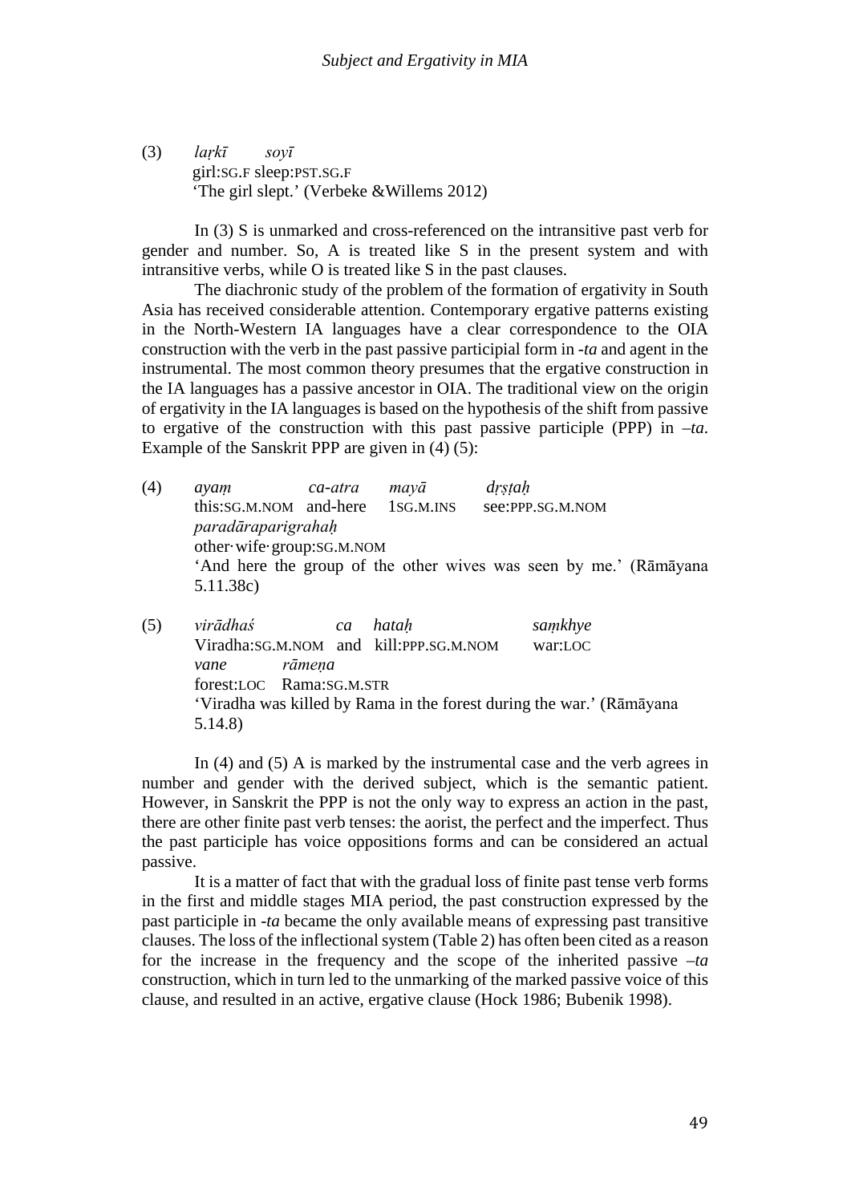(3) *laṛkī soyī*
girl:SG.F sleep:PST.SG.F
'The girl slept.' (Verbeke &Willems 2012)

In (3) S is unmarked and cross-referenced on the intransitive past verb for gender and number. So, A is treated like S in the present system and with intransitive verbs, while O is treated like S in the past clauses.

The diachronic study of the problem of the formation of ergativity in South Asia has received considerable attention. Contemporary ergative patterns existing in the North-Western IA languages have a clear correspondence to the OIA construction with the verb in the past passive participial form in *-ta* and agent in the instrumental. The most common theory presumes that the ergative construction in the IA languages has a passive ancestor in OIA. The traditional view on the origin of ergativity in the IA languages is based on the hypothesis of the shift from passive to ergative of the construction with this past passive participle (PPP) in *–ta*. Example of the Sanskrit PPP are given in (4) (5):

(4) *ayaṃ ca-atra mayā dṛṣṭaḥ*
this:SG.M.NOM and-here 1SG.M.INS see:PPP.SG.M.NOM
*paradāraparigrahaḥ*
other·wife·group:SG.M.NOM
'And here the group of the other wives was seen by me.' (Rāmāyana 5.11.38c)

(5) *virādhaś ca hataḥ saṃkhye*
Viradha:SG.M.NOM and kill:PPP.SG.M.NOM war:LOC
*vane rāmeṇa*
forest:LOC Rama:SG.M.STR
'Viradha was killed by Rama in the forest during the war.' (Rāmāyana 5.14.8)

In (4) and (5) A is marked by the instrumental case and the verb agrees in number and gender with the derived subject, which is the semantic patient. However, in Sanskrit the PPP is not the only way to express an action in the past, there are other finite past verb tenses: the aorist, the perfect and the imperfect. Thus the past participle has voice oppositions forms and can be considered an actual passive.

It is a matter of fact that with the gradual loss of finite past tense verb forms in the first and middle stages MIA period, the past construction expressed by the past participle in *-ta* became the only available means of expressing past transitive clauses. The loss of the inflectional system (Table 2) has often been cited as a reason for the increase in the frequency and the scope of the inherited passive *–ta* construction, which in turn led to the unmarking of the marked passive voice of this clause, and resulted in an active, ergative clause (Hock 1986; Bubenik 1998).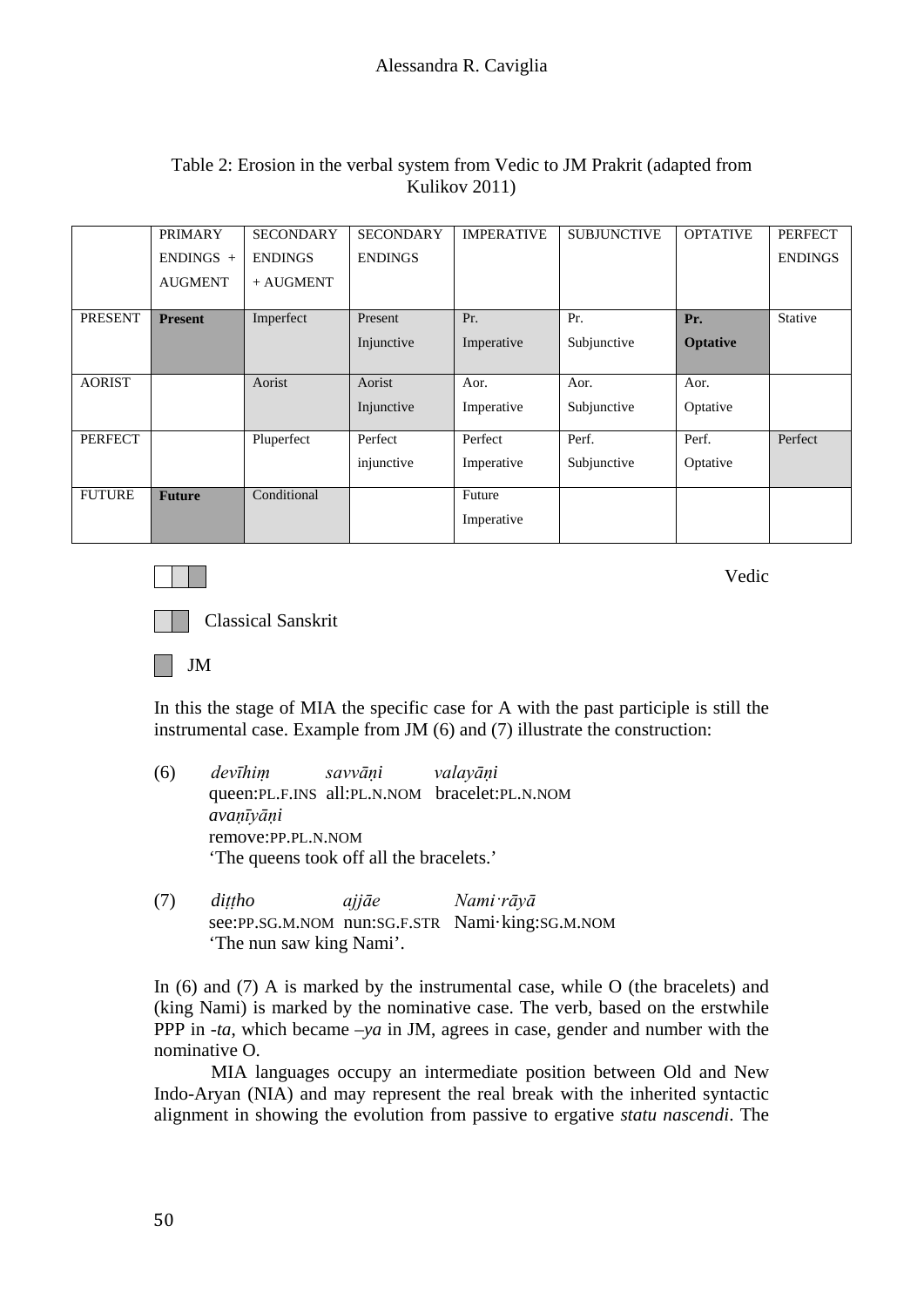Table 2: Erosion in the verbal system from Vedic to JM Prakrit (adapted from Kulikov 2011)

| | PRIMARY ENDINGS + AUGMENT | SECONDARY ENDINGS + AUGMENT | SECONDARY ENDINGS | IMPERATIVE | SUBJUNCTIVE | OPTATIVE | PERFECT ENDINGS |
|---|---|---|---|---|---|---|---|
| PRESENT | **Present** | Imperfect | Present Injunctive | Pr. Imperative | Pr. Subjunctive | **Pr. Optative** | Stative |
| AORIST | | Aorist | Aorist Injunctive | Aor. Imperative | Aor. Subjunctive | Aor. Optative | |
| PERFECT | | Pluperfect | Perfect injunctive | Perfect Imperative | Perf. Subjunctive | Perf. Optative | Perfect |
| FUTURE | **Future** | Conditional | | Future Imperative | | | |

Vedic

Classical Sanskrit

JM

In this the stage of MIA the specific case for A with the past participle is still the instrumental case. Example from JM (6) and (7) illustrate the construction:

(6) *devīhiṃ savvāṇi valayāṇi*
queen:PL.F.INS all:PL.N.NOM bracelet:PL.N.NOM
*avaṇīyāṇi*
remove:PP.PL.N.NOM
'The queens took off all the bracelets.'

(7) *diṭṭho ajjāe Nami·rāyā*
see:PP.SG.M.NOM nun:SG.F.STR Nami·king:SG.M.NOM
'The nun saw king Nami'.

In (6) and (7) A is marked by the instrumental case, while O (the bracelets) and (king Nami) is marked by the nominative case. The verb, based on the erstwhile PPP in *-ta*, which became *–ya* in JM, agrees in case, gender and number with the nominative O.

MIA languages occupy an intermediate position between Old and New Indo-Aryan (NIA) and may represent the real break with the inherited syntactic alignment in showing the evolution from passive to ergative *statu nascendi*. The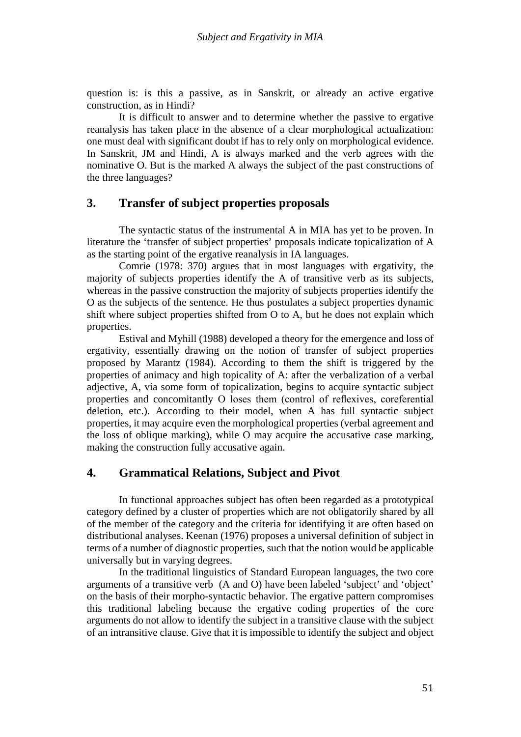question is: is this a passive, as in Sanskrit, or already an active ergative construction, as in Hindi?

It is difficult to answer and to determine whether the passive to ergative reanalysis has taken place in the absence of a clear morphological actualization: one must deal with significant doubt if has to rely only on morphological evidence. In Sanskrit, JM and Hindi, A is always marked and the verb agrees with the nominative O. But is the marked A always the subject of the past constructions of the three languages?

## 3. Transfer of subject properties proposals

The syntactic status of the instrumental A in MIA has yet to be proven. In literature the 'transfer of subject properties' proposals indicate topicalization of A as the starting point of the ergative reanalysis in IA languages.

Comrie (1978: 370) argues that in most languages with ergativity, the majority of subjects properties identify the A of transitive verb as its subjects, whereas in the passive construction the majority of subjects properties identify the O as the subjects of the sentence. He thus postulates a subject properties dynamic shift where subject properties shifted from O to A, but he does not explain which properties.

Estival and Myhill (1988) developed a theory for the emergence and loss of ergativity, essentially drawing on the notion of transfer of subject properties proposed by Marantz (1984). According to them the shift is triggered by the properties of animacy and high topicality of A: after the verbalization of a verbal adjective, A, via some form of topicalization, begins to acquire syntactic subject properties and concomitantly O loses them (control of reflexives, coreferential deletion, etc.). According to their model, when A has full syntactic subject properties, it may acquire even the morphological properties (verbal agreement and the loss of oblique marking), while O may acquire the accusative case marking, making the construction fully accusative again.

## 4. Grammatical Relations, Subject and Pivot

In functional approaches subject has often been regarded as a prototypical category defined by a cluster of properties which are not obligatorily shared by all of the member of the category and the criteria for identifying it are often based on distributional analyses. Keenan (1976) proposes a universal definition of subject in terms of a number of diagnostic properties, such that the notion would be applicable universally but in varying degrees.

In the traditional linguistics of Standard European languages, the two core arguments of a transitive verb (A and O) have been labeled 'subject' and 'object' on the basis of their morpho-syntactic behavior. The ergative pattern compromises this traditional labeling because the ergative coding properties of the core arguments do not allow to identify the subject in a transitive clause with the subject of an intransitive clause. Give that it is impossible to identify the subject and object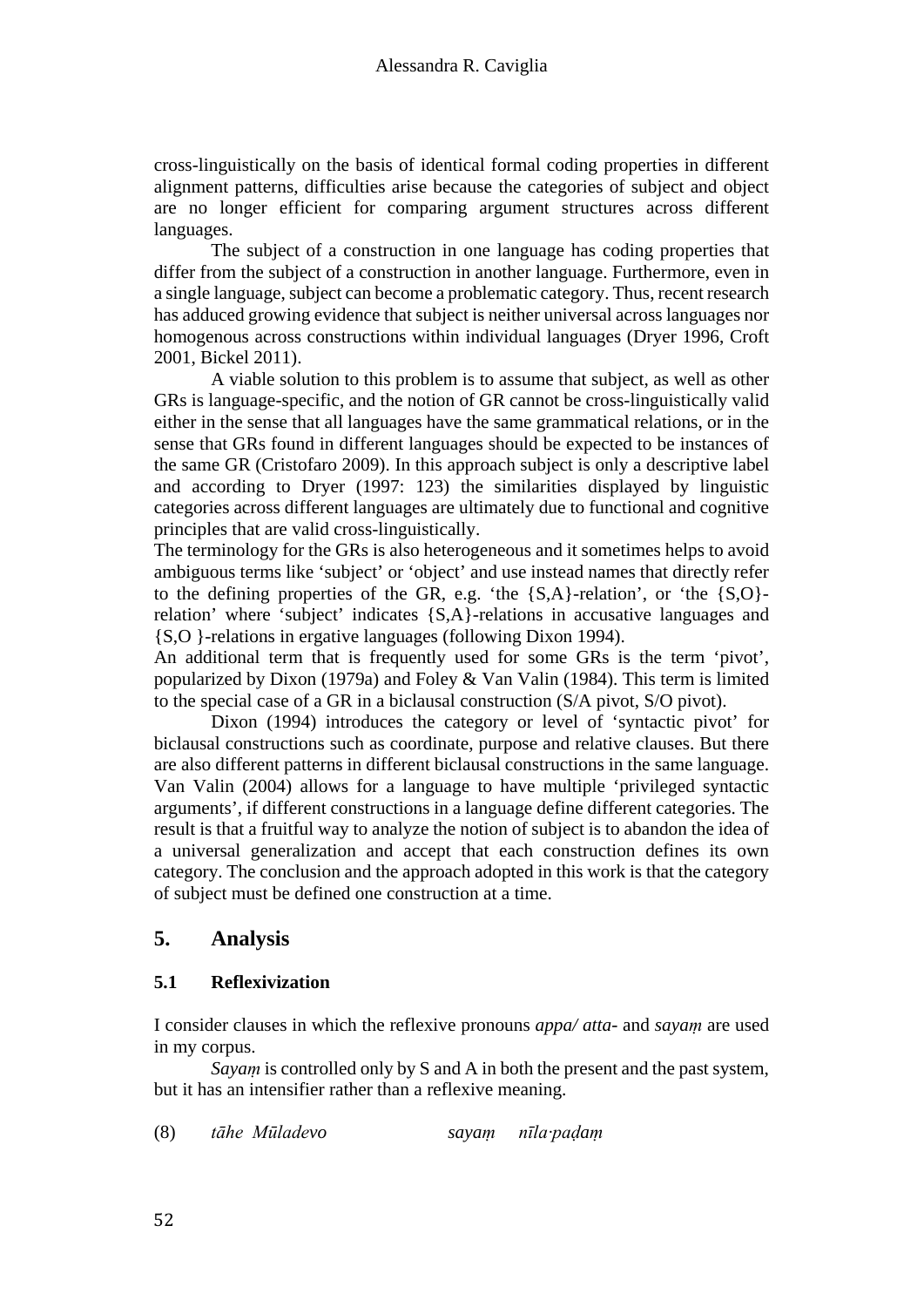cross-linguistically on the basis of identical formal coding properties in different alignment patterns, difficulties arise because the categories of subject and object are no longer efficient for comparing argument structures across different languages.

The subject of a construction in one language has coding properties that differ from the subject of a construction in another language. Furthermore, even in a single language, subject can become a problematic category. Thus, recent research has adduced growing evidence that subject is neither universal across languages nor homogenous across constructions within individual languages (Dryer 1996, Croft 2001, Bickel 2011).

A viable solution to this problem is to assume that subject, as well as other GRs is language-specific, and the notion of GR cannot be cross-linguistically valid either in the sense that all languages have the same grammatical relations, or in the sense that GRs found in different languages should be expected to be instances of the same GR (Cristofaro 2009). In this approach subject is only a descriptive label and according to Dryer (1997: 123) the similarities displayed by linguistic categories across different languages are ultimately due to functional and cognitive principles that are valid cross-linguistically.

The terminology for the GRs is also heterogeneous and it sometimes helps to avoid ambiguous terms like 'subject' or 'object' and use instead names that directly refer to the defining properties of the GR, e.g. 'the {S,A}-relation', or 'the {S,O}-relation' where 'subject' indicates {S,A}-relations in accusative languages and {S,O }-relations in ergative languages (following Dixon 1994).

An additional term that is frequently used for some GRs is the term 'pivot', popularized by Dixon (1979a) and Foley & Van Valin (1984). This term is limited to the special case of a GR in a biclausal construction (S/A pivot, S/O pivot).

Dixon (1994) introduces the category or level of 'syntactic pivot' for biclausal constructions such as coordinate, purpose and relative clauses. But there are also different patterns in different biclausal constructions in the same language. Van Valin (2004) allows for a language to have multiple 'privileged syntactic arguments', if different constructions in a language define different categories. The result is that a fruitful way to analyze the notion of subject is to abandon the idea of a universal generalization and accept that each construction defines its own category. The conclusion and the approach adopted in this work is that the category of subject must be defined one construction at a time.

## 5. Analysis

### 5.1 Reflexivization

I consider clauses in which the reflexive pronouns *appa/ atta-* and *sayaṃ* are used in my corpus.

*Sayaṃ* is controlled only by S and A in both the present and the past system, but it has an intensifier rather than a reflexive meaning.

(8) *tāhe Mūladevo sayaṃ nīla·paḍaṃ*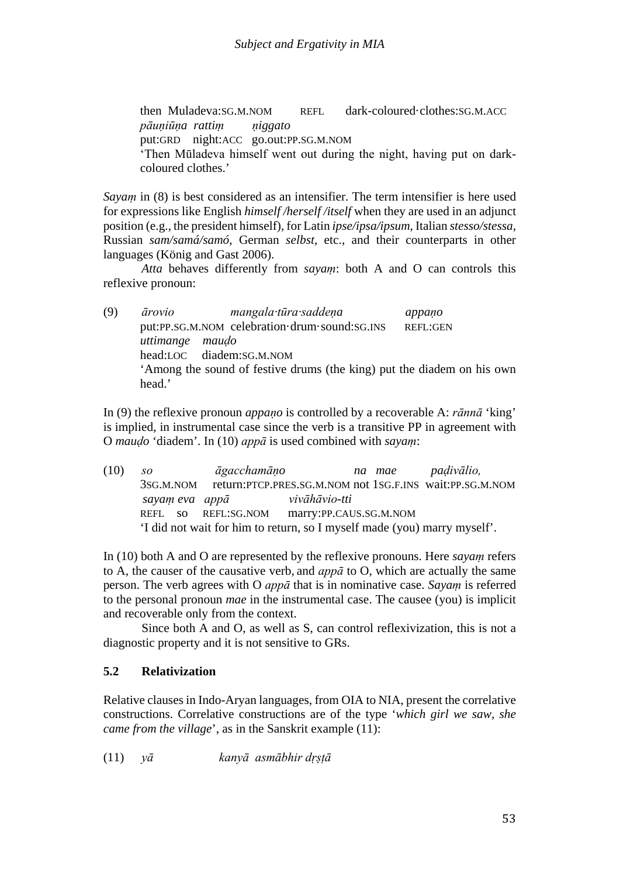then Muladeva:SG.M.NOM REFL dark-coloured·clothes:SG.M.ACC
*pāuṇiūṇa rattiṃ ṇiggato*
put:GRD night:ACC go.out:PP.SG.M.NOM
'Then Mūladeva himself went out during the night, having put on dark-coloured clothes.'

*Sayaṃ* in (8) is best considered as an intensifier. The term intensifier is here used for expressions like English *himself /herself /itself* when they are used in an adjunct position (e.g., the president himself), for Latin *ipse/ipsa/ipsum*, Italian *stesso/stessa*, Russian *sam/samá/samó*, German *selbst*, etc., and their counterparts in other languages (König and Gast 2006).

*Atta* behaves differently from *sayaṃ*: both A and O can controls this reflexive pronoun:

(9) *ārovio mangala·tūra·saddeṇa appaṇo*
put:PP.SG.M.NOM celebration·drum·sound:SG.INS REFL:GEN
*uttimange mauḍo*
head:LOC diadem:SG.M.NOM
'Among the sound of festive drums (the king) put the diadem on his own head.'

In (9) the reflexive pronoun *appaṇo* is controlled by a recoverable A: *rānnā* 'king' is implied, in instrumental case since the verb is a transitive PP in agreement with O *mauḍo* 'diadem'. In (10) *appā* is used combined with *sayaṃ*:

(10) *so āgacchamāṇo na mae paḍivālio,*
3SG.M.NOM return:PTCP.PRES.SG.M.NOM not 1SG.F.INS wait:PP.SG.M.NOM
*sayaṃ eva appā vivāhāvio-tti*
REFL so REFL:SG.NOM marry:PP.CAUS.SG.M.NOM
'I did not wait for him to return, so I myself made (you) marry myself'.

In (10) both A and O are represented by the reflexive pronouns. Here *sayaṃ* refers to A, the causer of the causative verb, and *appā* to O, which are actually the same person. The verb agrees with O *appā* that is in nominative case. *Sayaṃ* is referred to the personal pronoun *mae* in the instrumental case. The causee (you) is implicit and recoverable only from the context.

Since both A and O, as well as S, can control reflexivization, this is not a diagnostic property and it is not sensitive to GRs.

### 5.2 Relativization

Relative clauses in Indo-Aryan languages, from OIA to NIA, present the correlative constructions. Correlative constructions are of the type '*which girl we saw, she came from the village*', as in the Sanskrit example (11):

(11) *yā kanyā asmābhir dṛṣṭā*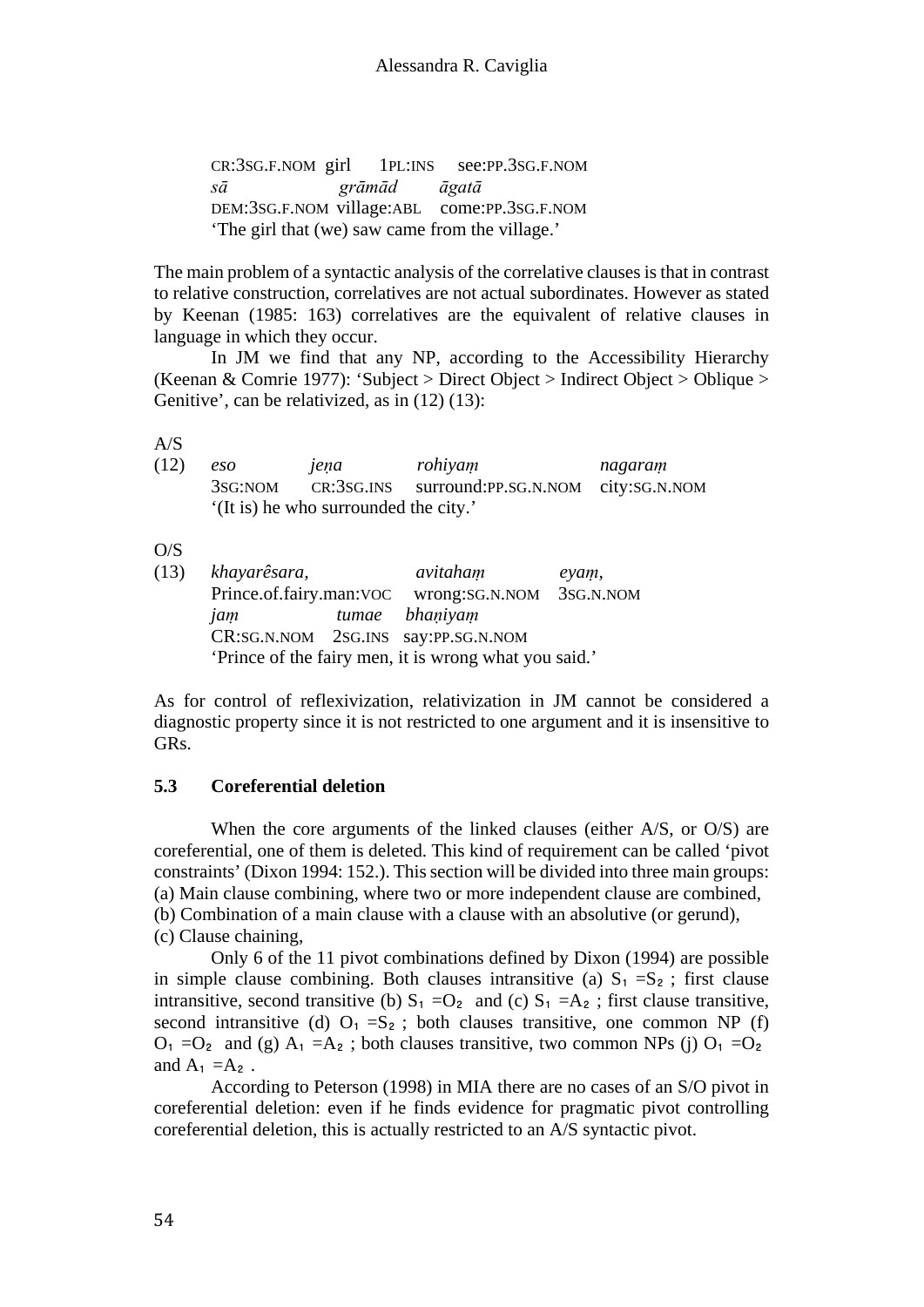CR:3SG.F.NOM girl 1PL:INS see:PP.3SG.F.NOM
*sā* *grāmād* *āgatā*
DEM:3SG.F.NOM village:ABL come:PP.3SG.F.NOM
'The girl that (we) saw came from the village.'

The main problem of a syntactic analysis of the correlative clauses is that in contrast to relative construction, correlatives are not actual subordinates. However as stated by Keenan (1985: 163) correlatives are the equivalent of relative clauses in language in which they occur.

In JM we find that any NP, according to the Accessibility Hierarchy (Keenan & Comrie 1977): 'Subject > Direct Object > Indirect Object > Oblique > Genitive', can be relativized, as in (12) (13):

A/S

(12) *eso* *jeṇa* *rohiyaṃ* *nagaraṃ*
3SG:NOM CR:3SG.INS surround:PP.SG.N.NOM city:SG.N.NOM
'(It is) he who surrounded the city.'

O/S

(13) *khayarêsara,* *avitahaṃ* *eyaṃ,*
Prince.of.fairy.man:VOC wrong:SG.N.NOM 3SG.N.NOM
*jaṃ* *tumae* *bhaṇiyaṃ*
CR:SG.N.NOM 2SG.INS say:PP.SG.N.NOM
'Prince of the fairy men, it is wrong what you said.'

As for control of reflexivization, relativization in JM cannot be considered a diagnostic property since it is not restricted to one argument and it is insensitive to GRs.

### 5.3 Coreferential deletion

When the core arguments of the linked clauses (either A/S, or O/S) are coreferential, one of them is deleted. This kind of requirement can be called 'pivot constraints' (Dixon 1994: 152.). This section will be divided into three main groups:
(a) Main clause combining, where two or more independent clause are combined,
(b) Combination of a main clause with a clause with an absolutive (or gerund),
(c) Clause chaining,

Only 6 of the 11 pivot combinations defined by Dixon (1994) are possible in simple clause combining. Both clauses intransitive (a) $S_1 = S_2$ ; first clause intransitive, second transitive (b) $S_1 = O_2$ and (c) $S_1 = A_2$ ; first clause transitive, second intransitive (d) $O_1 = S_2$ ; both clauses transitive, one common NP (f) $O_1 = O_2$ and (g) $A_1 = A_2$ ; both clauses transitive, two common NPs (j) $O_1 = O_2$ and $A_1 = A_2$ .

According to Peterson (1998) in MIA there are no cases of an S/O pivot in coreferential deletion: even if he finds evidence for pragmatic pivot controlling coreferential deletion, this is actually restricted to an A/S syntactic pivot.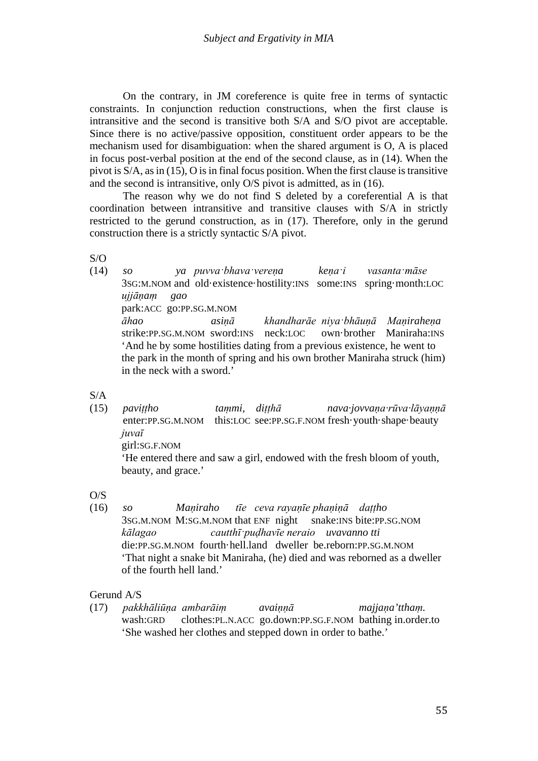On the contrary, in JM coreference is quite free in terms of syntactic constraints. In conjunction reduction constructions, when the first clause is intransitive and the second is transitive both S/A and S/O pivot are acceptable. Since there is no active/passive opposition, constituent order appears to be the mechanism used for disambiguation: when the shared argument is O, A is placed in focus post-verbal position at the end of the second clause, as in (14). When the pivot is S/A, as in (15), O is in final focus position. When the first clause is transitive and the second is intransitive, only O/S pivot is admitted, as in (16).

The reason why we do not find S deleted by a coreferential A is that coordination between intransitive and transitive clauses with S/A in strictly restricted to the gerund construction, as in (17). Therefore, only in the gerund construction there is a strictly syntactic S/A pivot.

S/O

(14) *so ya puvva·bhava·vereṇa keṇa·i vasanta·māse*
3SG:M.NOM and old·existence·hostility:INS some:INS spring·month:LOC
*ujjāṇaṃ gao*
park:ACC go:PP.SG.M.NOM
*āhao asiṇā khandharāe niya·bhāuṇā Maṇiraheṇa*
strike:PP.SG.M.NOM sword:INS neck:LOC own·brother Maniraha:INS
'And he by some hostilities dating from a previous existence, he went to the park in the month of spring and his own brother Maniraha struck (him) in the neck with a sword.'

S/A

(15) *paviṭṭho taṃmi, diṭṭhā nava·jovvaṇa·rūva·lāyaṇṇā*
enter:PP.SG.M.NOM this:LOC see:PP.SG.F.NOM fresh·youth·shape·beauty
*juvaī*
girl:SG.F.NOM
'He entered there and saw a girl, endowed with the fresh bloom of youth, beauty, and grace.'

O/S

(16) *so Maṇiraho tīe ceva rayaṇīe phaṇiṇā daṭṭho*
3SG.M.NOM M:SG.M.NOM that ENF night snake:INS bite:PP.SG.NOM
*kālagao cautthī·puḍhavīe neraio uvavanno tti*
die:PP.SG.M.NOM fourth·hell.land dweller be.reborn:PP.SG.M.NOM
'That night a snake bit Maniraha, (he) died and was reborned as a dweller of the fourth hell land.'

Gerund A/S

(17) *pakkhāliūṇa ambarāiṃ avaiṇṇā majjaṇa'tthaṃ.*
wash:GRD clothes:PL.N.ACC go.down:PP.SG.F.NOM bathing in.order.to
'She washed her clothes and stepped down in order to bathe.'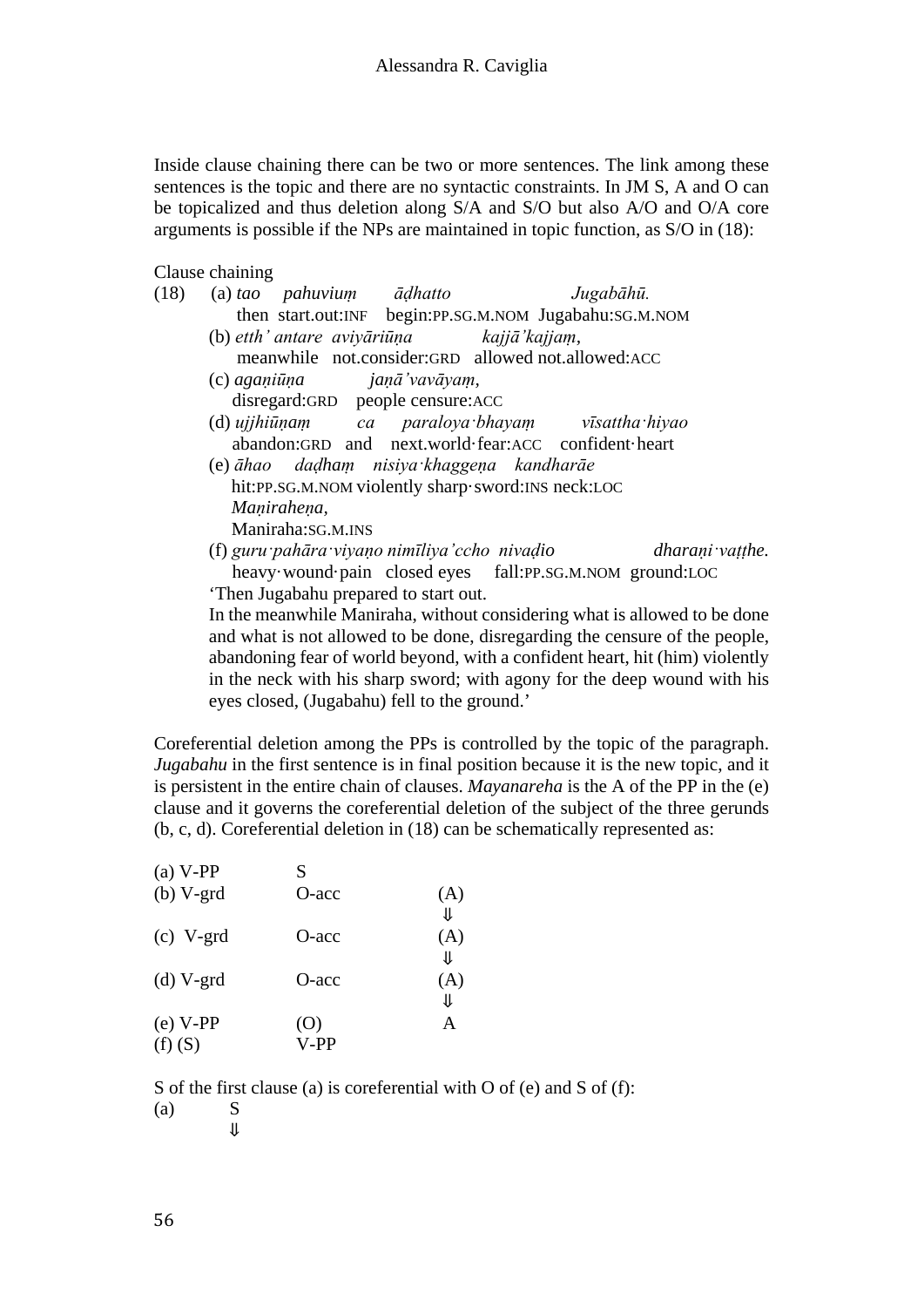Inside clause chaining there can be two or more sentences. The link among these sentences is the topic and there are no syntactic constraints. In JM S, A and O can be topicalized and thus deletion along S/A and S/O but also A/O and O/A core arguments is possible if the NPs are maintained in topic function, as S/O in (18):

Clause chaining

(18) (a) *tao pahuviuṃ āḍhatto Jugabāhū.*
then start.out:INF begin:PP.SG.M.NOM Jugabahu:SG.M.NOM

(b) *etth' antare aviyāriūṇa kajjā'kajjaṃ,*
meanwhile not.consider:GRD allowed not.allowed:ACC

(c) *agaṇiūṇa jaṇā'vavāyaṃ,*
disregard:GRD people censure:ACC

(d) *ujjhiūṇaṃ ca paraloya·bhayaṃ vīsattha·hiyao*
abandon:GRD and next.world·fear:ACC confident·heart

(e) *āhao daḍhaṃ nisiya·khaggeṇa kandharāe*
hit:PP.SG.M.NOM violently sharp·sword:INS neck:LOC
*Maṇiraheṇa,*
Maniraha:SG.M.INS

(f) *guru·pahāra·viyaṇo nimīliya'ccho nivaḍio dharaṇi·vaṭṭhe.*
heavy·wound·pain closed eyes fall:PP.SG.M.NOM ground:LOC

'Then Jugabahu prepared to start out.
In the meanwhile Maniraha, without considering what is allowed to be done and what is not allowed to be done, disregarding the censure of the people, abandoning fear of world beyond, with a confident heart, hit (him) violently in the neck with his sharp sword; with agony for the deep wound with his eyes closed, (Jugabahu) fell to the ground.'

Coreferential deletion among the PPs is controlled by the topic of the paragraph. *Jugabahu* in the first sentence is in final position because it is the new topic, and it is persistent in the entire chain of clauses. *Mayanareha* is the A of the PP in the (e) clause and it governs the coreferential deletion of the subject of the three gerunds (b, c, d). Coreferential deletion in (18) can be schematically represented as:

| | | |
|---|---|---|
| (a) V-PP | S | |
| (b) V-grd | O-acc | (A) |
| | | ⇓ |
| (c) V-grd | O-acc | (A) |
| | | ⇓ |
| (d) V-grd | O-acc | (A) |
| | | ⇓ |
| (e) V-PP | (O) | A |
| (f) (S) | V-PP | |

S of the first clause (a) is coreferential with O of (e) and S of (f):

(a) S
⇓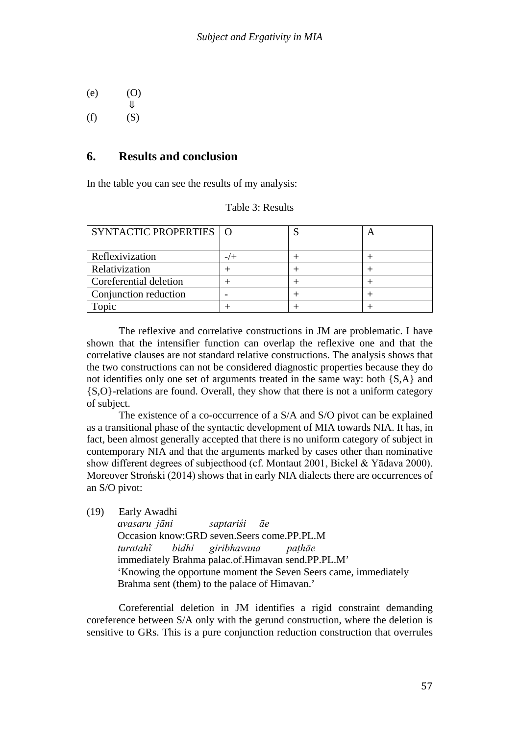(e)   (O)
      ⇓
(f)   (S)

## 6. Results and conclusion

In the table you can see the results of my analysis:

Table 3: Results

| SYNTACTIC PROPERTIES | O | S | A |
|---|---|---|---|
| Reflexivization | -/+ | + | + |
| Relativization | + | + | + |
| Coreferential deletion | + | + | + |
| Conjunction reduction | - | + | + |
| Topic | + | + | + |

The reflexive and correlative constructions in JM are problematic. I have shown that the intensifier function can overlap the reflexive one and that the correlative clauses are not standard relative constructions. The analysis shows that the two constructions can not be considered diagnostic properties because they do not identifies only one set of arguments treated in the same way: both {S,A} and {S,O}-relations are found. Overall, they show that there is not a uniform category of subject.

The existence of a co-occurrence of a S/A and S/O pivot can be explained as a transitional phase of the syntactic development of MIA towards NIA. It has, in fact, been almost generally accepted that there is no uniform category of subject in contemporary NIA and that the arguments marked by cases other than nominative show different degrees of subjecthood (cf. Montaut 2001, Bickel & Yādava 2000). Moreover Stroński (2014) shows that in early NIA dialects there are occurrences of an S/O pivot:

(19) Early Awadhi
*avasaru jāni saptariśi āe*
Occasion know:GRD seven.Seers come.PP.PL.M
*turatahĩ bidhi giribhavana paṭhāe*
immediately Brahma palac.of.Himavan send.PP.PL.M'
'Knowing the opportune moment the Seven Seers came, immediately Brahma sent (them) to the palace of Himavan.'

Coreferential deletion in JM identifies a rigid constraint demanding coreference between S/A only with the gerund construction, where the deletion is sensitive to GRs. This is a pure conjunction reduction construction that overrules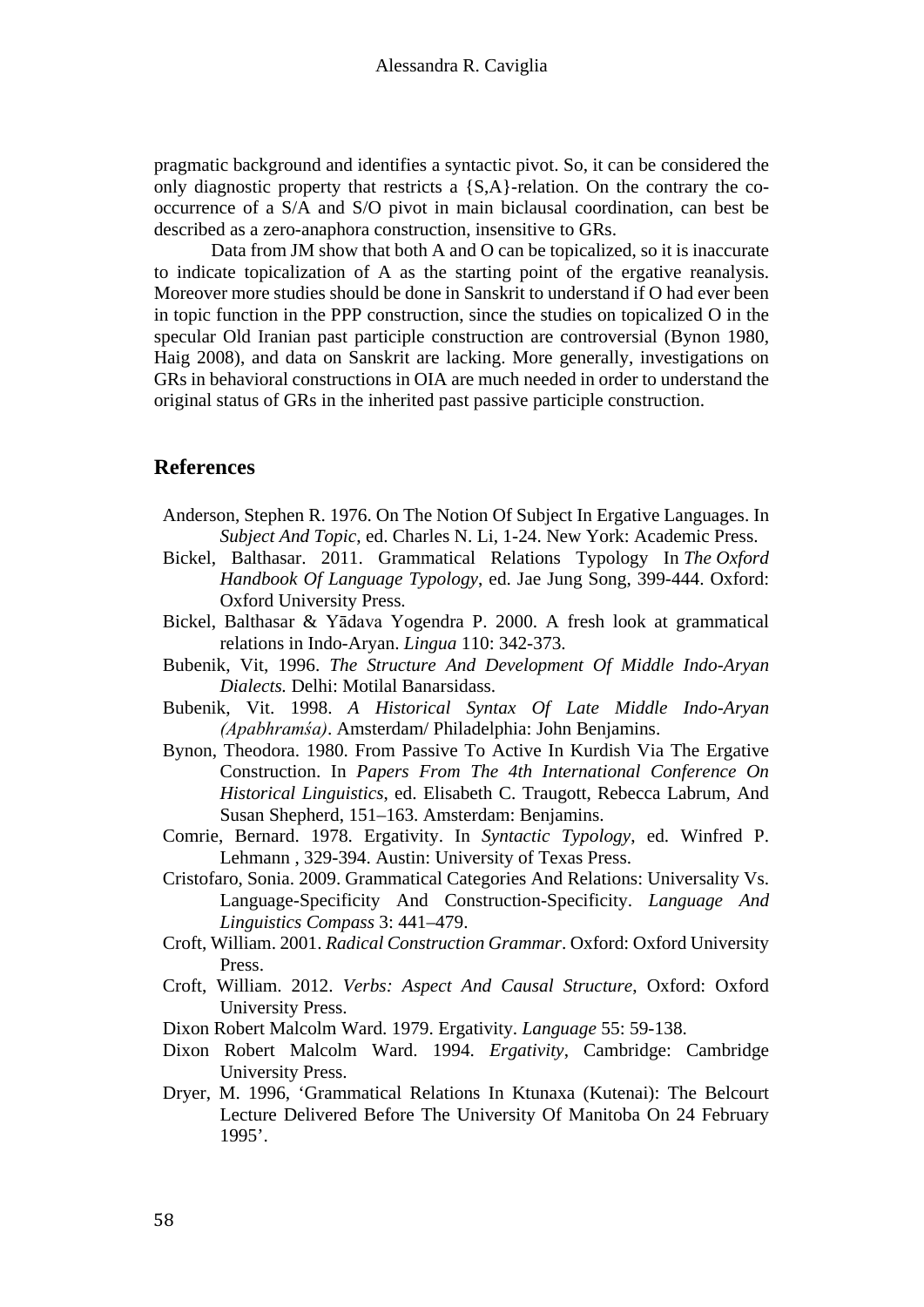pragmatic background and identifies a syntactic pivot. So, it can be considered the only diagnostic property that restricts a {S,A}-relation. On the contrary the co-occurrence of a S/A and S/O pivot in main biclausal coordination, can best be described as a zero-anaphora construction, insensitive to GRs.

Data from JM show that both A and O can be topicalized, so it is inaccurate to indicate topicalization of A as the starting point of the ergative reanalysis. Moreover more studies should be done in Sanskrit to understand if O had ever been in topic function in the PPP construction, since the studies on topicalized O in the specular Old Iranian past participle construction are controversial (Bynon 1980, Haig 2008), and data on Sanskrit are lacking. More generally, investigations on GRs in behavioral constructions in OIA are much needed in order to understand the original status of GRs in the inherited past passive participle construction.

## References

Anderson, Stephen R. 1976. On The Notion Of Subject In Ergative Languages. In *Subject And Topic*, ed. Charles N. Li, 1-24. New York: Academic Press.

Bickel, Balthasar. 2011. Grammatical Relations Typology In *The Oxford Handbook Of Language Typology*, ed. Jae Jung Song, 399-444. Oxford: Oxford University Press.

Bickel, Balthasar & Yādava Yogendra P. 2000. A fresh look at grammatical relations in Indo-Aryan. *Lingua* 110: 342-373.

Bubenik, Vit, 1996. *The Structure And Development Of Middle Indo-Aryan Dialects.* Delhi: Motilal Banarsidass.

Bubenik, Vit. 1998. *A Historical Syntax Of Late Middle Indo-Aryan (Apabhraṃśa)*. Amsterdam/ Philadelphia: John Benjamins.

Bynon, Theodora. 1980. From Passive To Active In Kurdish Via The Ergative Construction. In *Papers From The 4th International Conference On Historical Linguistics*, ed. Elisabeth C. Traugott, Rebecca Labrum, And Susan Shepherd, 151–163. Amsterdam: Benjamins.

Comrie, Bernard. 1978. Ergativity. In *Syntactic Typology*, ed. Winfred P. Lehmann , 329-394. Austin: University of Texas Press.

Cristofaro, Sonia. 2009. Grammatical Categories And Relations: Universality Vs. Language-Specificity And Construction-Specificity. *Language And Linguistics Compass* 3: 441–479.

Croft, William. 2001. *Radical Construction Grammar*. Oxford: Oxford University Press.

Croft, William. 2012. *Verbs: Aspect And Causal Structure*, Oxford: Oxford University Press.

Dixon Robert Malcolm Ward. 1979. Ergativity. *Language* 55: 59-138.

Dixon Robert Malcolm Ward. 1994. *Ergativity*, Cambridge: Cambridge University Press.

Dryer, M. 1996, 'Grammatical Relations In Ktunaxa (Kutenai): The Belcourt Lecture Delivered Before The University Of Manitoba On 24 February 1995'.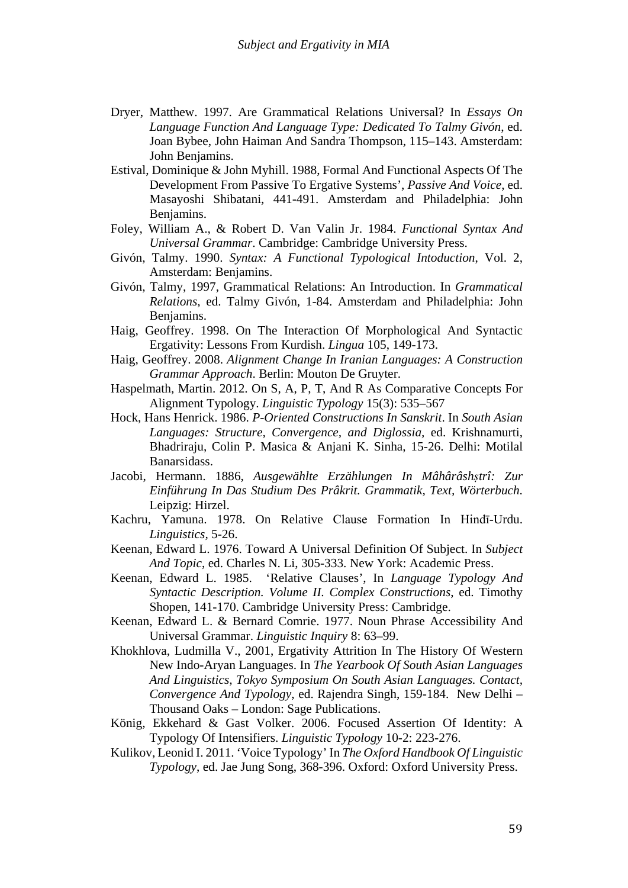Dryer, Matthew. 1997. Are Grammatical Relations Universal? In *Essays On Language Function And Language Type: Dedicated To Talmy Givón*, ed. Joan Bybee, John Haiman And Sandra Thompson, 115–143. Amsterdam: John Benjamins.

Estival, Dominique & John Myhill. 1988, Formal And Functional Aspects Of The Development From Passive To Ergative Systems', *Passive And Voice*, ed. Masayoshi Shibatani, 441-491. Amsterdam and Philadelphia: John Benjamins.

Foley, William A., & Robert D. Van Valin Jr. 1984. *Functional Syntax And Universal Grammar*. Cambridge: Cambridge University Press.

Givón, Talmy. 1990. *Syntax: A Functional Typological Intoduction*, Vol. 2, Amsterdam: Benjamins.

Givón, Talmy, 1997, Grammatical Relations: An Introduction. In *Grammatical Relations*, ed. Talmy Givón, 1-84. Amsterdam and Philadelphia: John Benjamins.

Haig, Geoffrey. 1998. On The Interaction Of Morphological And Syntactic Ergativity: Lessons From Kurdish. *Lingua* 105, 149-173.

Haig, Geoffrey. 2008. *Alignment Change In Iranian Languages: A Construction Grammar Approach*. Berlin: Mouton De Gruyter.

Haspelmath, Martin. 2012. On S, A, P, T, And R As Comparative Concepts For Alignment Typology. *Linguistic Typology* 15(3): 535–567

Hock, Hans Henrick. 1986. *P-Oriented Constructions In Sanskrit*. In *South Asian Languages: Structure, Convergence, and Diglossia*, ed. Krishnamurti, Bhadriraju, Colin P. Masica & Anjani K. Sinha, 15-26. Delhi: Motilal Banarsidass.

Jacobi, Hermann. 1886, *Ausgewählte Erzählungen In Mâhârâshṭrî: Zur Einführung In Das Studium Des Prâkrit. Grammatik, Text, Wörterbuch*. Leipzig: Hirzel.

Kachru, Yamuna. 1978. On Relative Clause Formation In Hindī-Urdu. *Linguistics*, 5-26.

Keenan, Edward L. 1976. Toward A Universal Definition Of Subject. In *Subject And Topic*, ed. Charles N. Li, 305-333. New York: Academic Press.

Keenan, Edward L. 1985. 'Relative Clauses', In *Language Typology And Syntactic Description. Volume II. Complex Constructions*, ed. Timothy Shopen, 141-170. Cambridge University Press: Cambridge.

Keenan, Edward L. & Bernard Comrie. 1977. Noun Phrase Accessibility And Universal Grammar. *Linguistic Inquiry* 8: 63–99.

Khokhlova, Ludmilla V., 2001, Ergativity Attrition In The History Of Western New Indo-Aryan Languages. In *The Yearbook Of South Asian Languages And Linguistics, Tokyo Symposium On South Asian Languages. Contact, Convergence And Typology*, ed. Rajendra Singh, 159-184. New Delhi – Thousand Oaks – London: Sage Publications.

König, Ekkehard & Gast Volker. 2006. Focused Assertion Of Identity: A Typology Of Intensifiers. *Linguistic Typology* 10-2: 223-276.

Kulikov, Leonid I. 2011. 'Voice Typology' In *The Oxford Handbook Of Linguistic Typology*, ed. Jae Jung Song, 368-396. Oxford: Oxford University Press.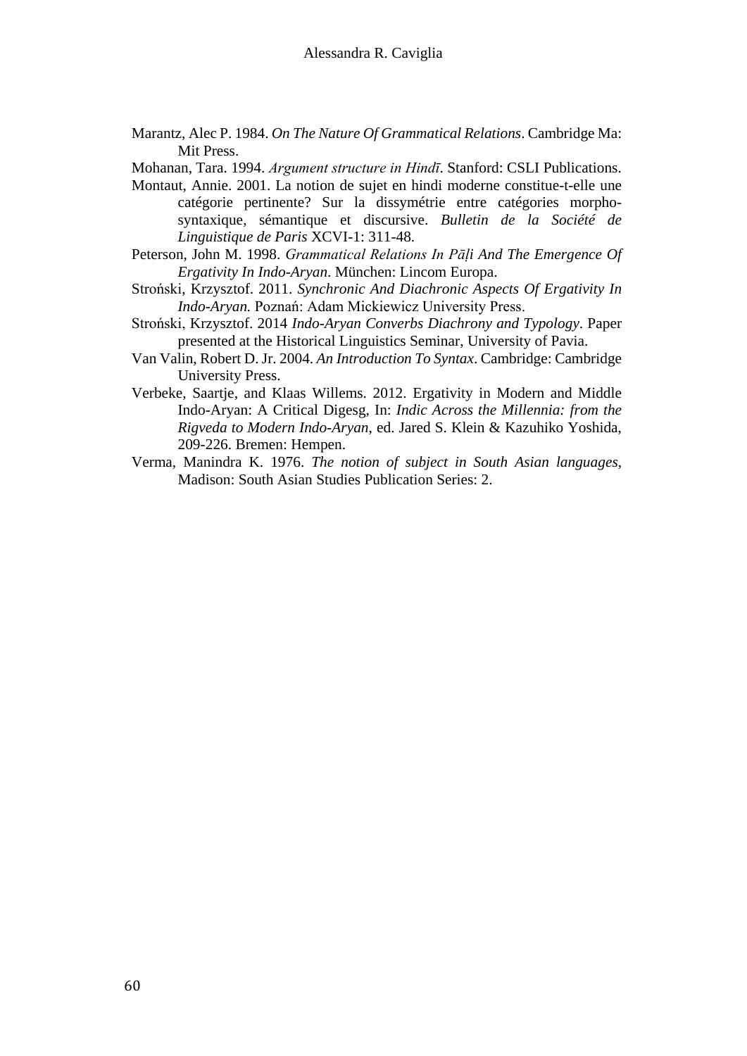Marantz, Alec P. 1984. *On The Nature Of Grammatical Relations*. Cambridge Ma: Mit Press.

Mohanan, Tara. 1994. *Argument structure in Hindī*. Stanford: CSLI Publications.

Montaut, Annie. 2001. La notion de sujet en hindi moderne constitue-t-elle une catégorie pertinente? Sur la dissymétrie entre catégories morpho-syntaxique, sémantique et discursive. *Bulletin de la Société de Linguistique de Paris* XCVI-1: 311-48.

Peterson, John M. 1998. *Grammatical Relations In Pāḷi And The Emergence Of Ergativity In Indo-Aryan*. München: Lincom Europa.

Stroński, Krzysztof. 2011. *Synchronic And Diachronic Aspects Of Ergativity In Indo-Aryan.* Poznań: Adam Mickiewicz University Press.

Stroński, Krzysztof. 2014 *Indo-Aryan Converbs Diachrony and Typology*. Paper presented at the Historical Linguistics Seminar, University of Pavia.

Van Valin, Robert D. Jr. 2004. *An Introduction To Syntax*. Cambridge: Cambridge University Press.

Verbeke, Saartje, and Klaas Willems. 2012. Ergativity in Modern and Middle Indo-Aryan: A Critical Digesg, In: *Indic Across the Millennia: from the Rigveda to Modern Indo-Aryan*, ed. Jared S. Klein & Kazuhiko Yoshida, 209-226. Bremen: Hempen.

Verma, Manindra K. 1976. *The notion of subject in South Asian languages*, Madison: South Asian Studies Publication Series: 2.